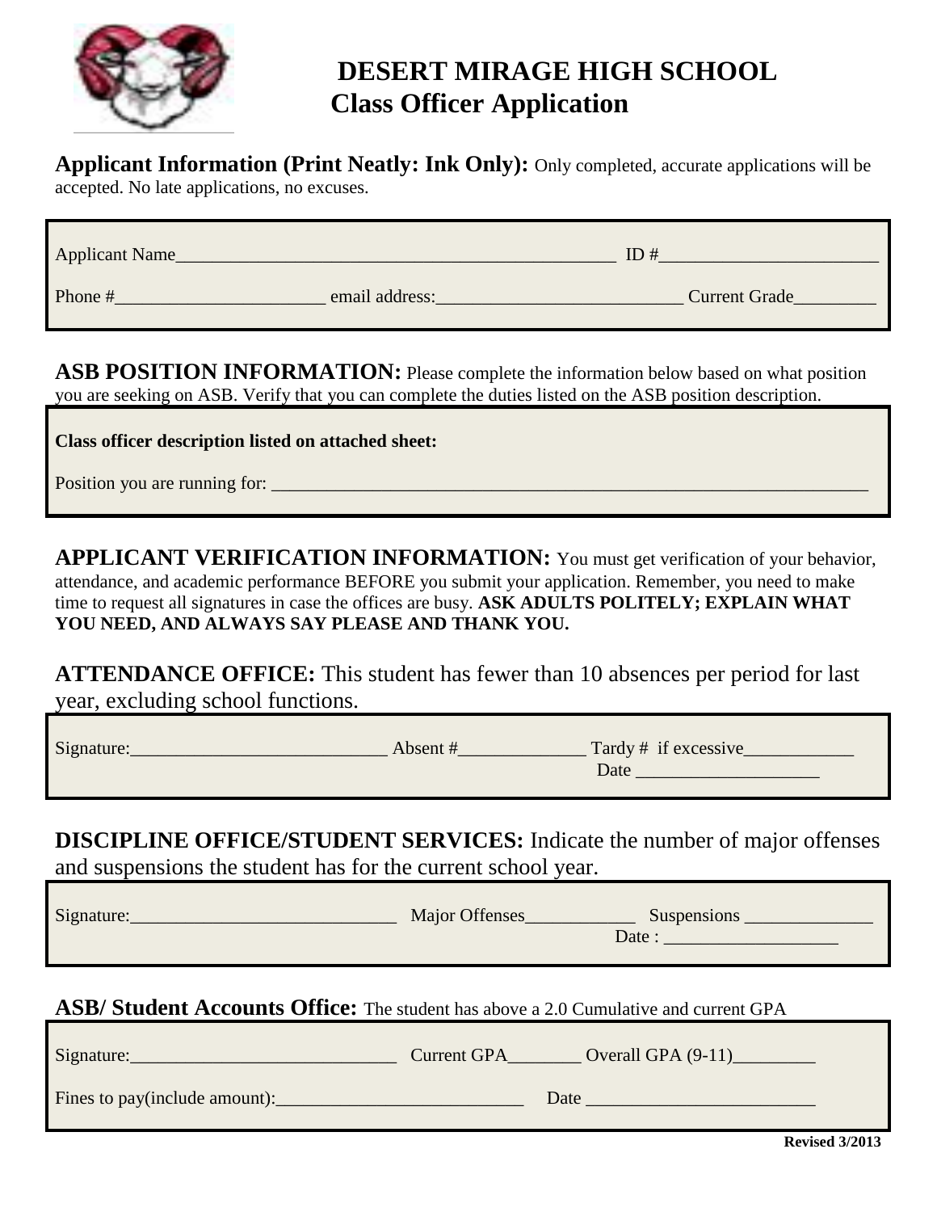# DESERT MIRAGE HIGH SCHOOL
## Class Officer Application

**Applicant Information (Print Neatly: Ink Only):** Only completed, accurate applications will be accepted. No late applications, no excuses.

Applicant Name__________________________________________________ ID #________________________

Phone #_______________________ email address:___________________________ Current Grade_________

**ASB POSITION INFORMATION:** Please complete the information below based on what position you are seeking on ASB. Verify that you can complete the duties listed on the ASB position description.

**Class officer description listed on attached sheet:**

Position you are running for: ___________________________________________________________________

**APPLICANT VERIFICATION INFORMATION:** You must get verification of your behavior, attendance, and academic performance BEFORE you submit your application. Remember, you need to make time to request all signatures in case the offices are busy. **ASK ADULTS POLITELY; EXPLAIN WHAT YOU NEED, AND ALWAYS SAY PLEASE AND THANK YOU.**

**ATTENDANCE OFFICE:** This student has fewer than 10 absences per period for last year, excluding school functions.

Signature:____________________________ Absent #______________ Tardy # if excessive____________
Date ____________________

**DISCIPLINE OFFICE/STUDENT SERVICES:** Indicate the number of major offenses and suspensions the student has for the current school year.

Signature:_____________________________ Major Offenses____________ Suspensions ______________
Date : ___________________

**ASB/ Student Accounts Office:** The student has above a 2.0 Cumulative and current GPA

Signature:_____________________________ Current GPA________ Overall GPA (9-11)_________

Fines to pay(include amount):___________________________ Date _________________________

**Revised 3/2013**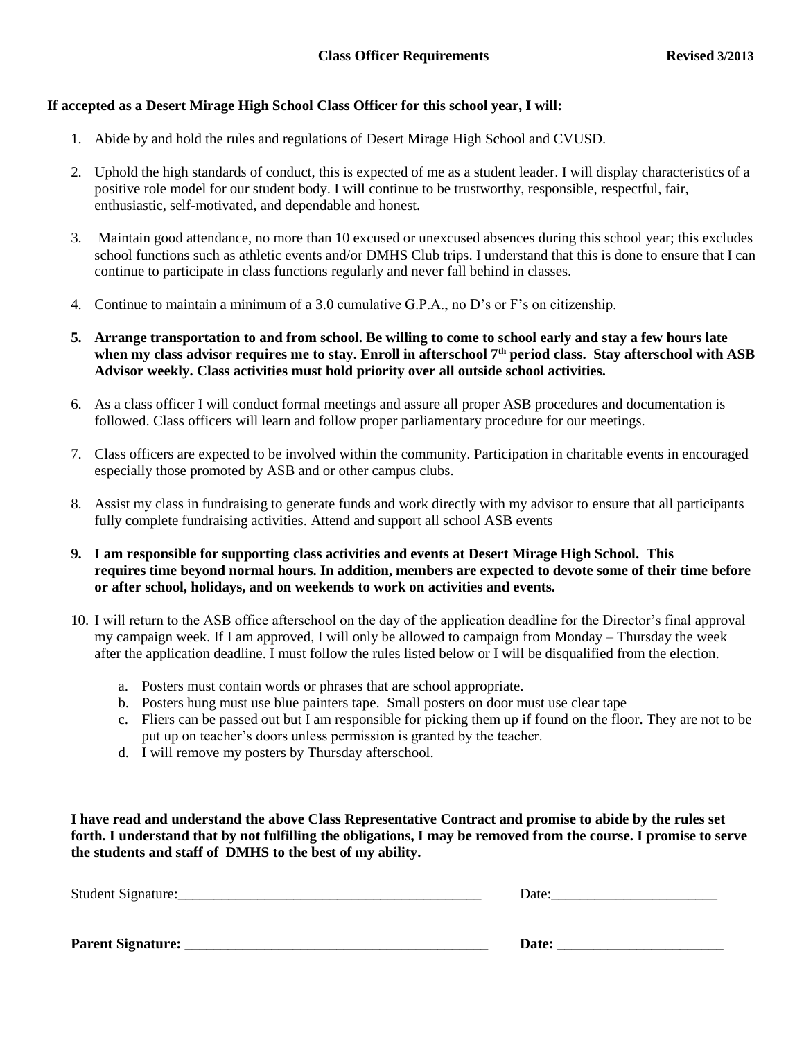**Class Officer Requirements** **Revised 3/2013**

**If accepted as a Desert Mirage High School Class Officer for this school year, I will:**

1. Abide by and hold the rules and regulations of Desert Mirage High School and CVUSD.

2. Uphold the high standards of conduct, this is expected of me as a student leader. I will display characteristics of a positive role model for our student body. I will continue to be trustworthy, responsible, respectful, fair, enthusiastic, self-motivated, and dependable and honest.

3. Maintain good attendance, no more than 10 excused or unexcused absences during this school year; this excludes school functions such as athletic events and/or DMHS Club trips. I understand that this is done to ensure that I can continue to participate in class functions regularly and never fall behind in classes.

4. Continue to maintain a minimum of a 3.0 cumulative G.P.A., no D's or F's on citizenship.

5. **Arrange transportation to and from school. Be willing to come to school early and stay a few hours late when my class advisor requires me to stay. Enroll in afterschool 7th period class. Stay afterschool with ASB Advisor weekly. Class activities must hold priority over all outside school activities.**

6. As a class officer I will conduct formal meetings and assure all proper ASB procedures and documentation is followed. Class officers will learn and follow proper parliamentary procedure for our meetings.

7. Class officers are expected to be involved within the community. Participation in charitable events in encouraged especially those promoted by ASB and or other campus clubs.

8. Assist my class in fundraising to generate funds and work directly with my advisor to ensure that all participants fully complete fundraising activities. Attend and support all school ASB events

9. **I am responsible for supporting class activities and events at Desert Mirage High School. This requires time beyond normal hours. In addition, members are expected to devote some of their time before or after school, holidays, and on weekends to work on activities and events.**

10. I will return to the ASB office afterschool on the day of the application deadline for the Director's final approval my campaign week. If I am approved, I will only be allowed to campaign from Monday – Thursday the week after the application deadline. I must follow the rules listed below or I will be disqualified from the election.
    a. Posters must contain words or phrases that are school appropriate.
    b. Posters hung must use blue painters tape. Small posters on door must use clear tape
    c. Fliers can be passed out but I am responsible for picking them up if found on the floor. They are not to be put up on teacher's doors unless permission is granted by the teacher.
    d. I will remove my posters by Thursday afterschool.

**I have read and understand the above Class Representative Contract and promise to abide by the rules set forth. I understand that by not fulfilling the obligations, I may be removed from the course. I promise to serve the students and staff of DMHS to the best of my ability.**

Student Signature:_____________________________________________ Date:________________________

**Parent Signature: _____________________________________________ Date: ________________________**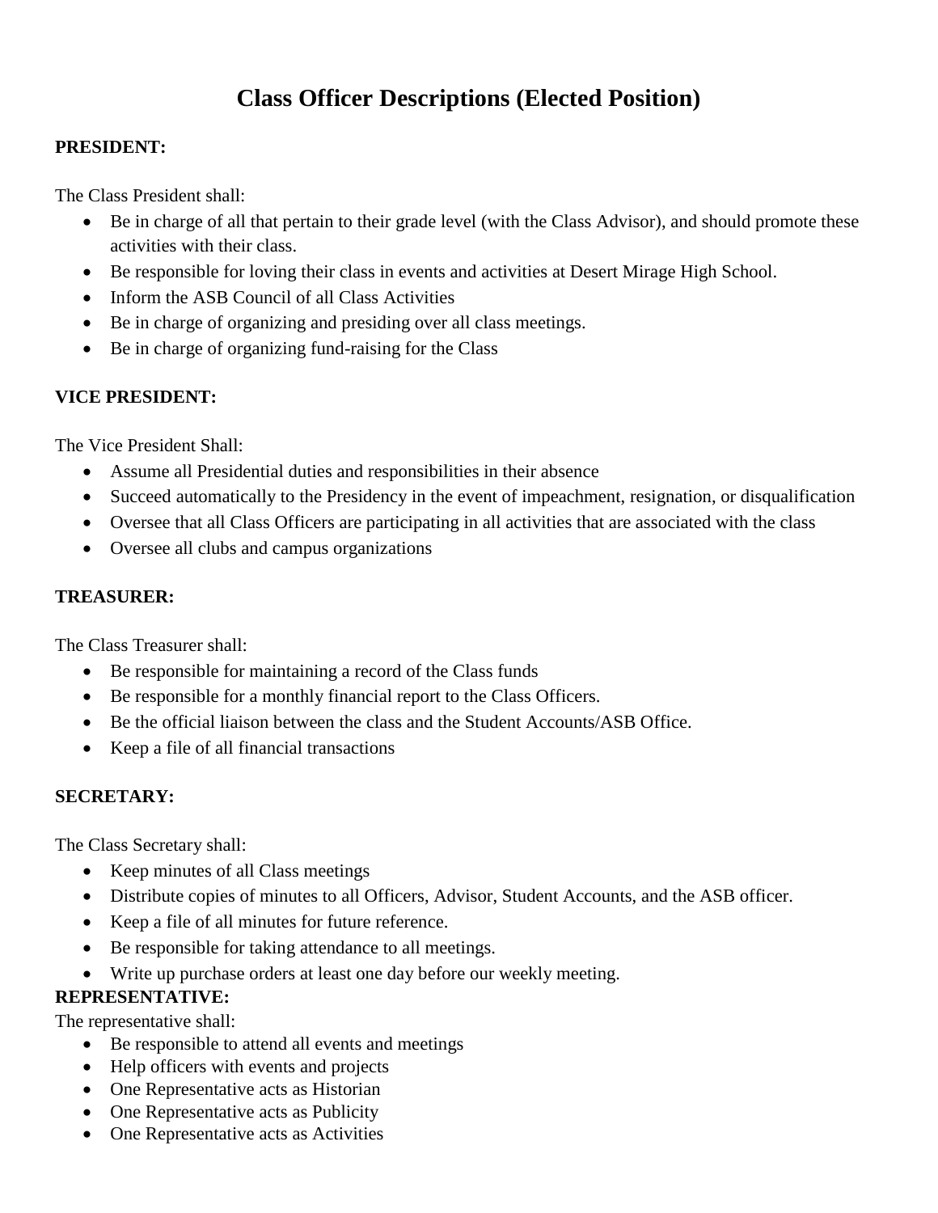# Class Officer Descriptions (Elected Position)

**PRESIDENT:**

The Class President shall:

- Be in charge of all that pertain to their grade level (with the Class Advisor), and should promote these activities with their class.
- Be responsible for loving their class in events and activities at Desert Mirage High School.
- Inform the ASB Council of all Class Activities
- Be in charge of organizing and presiding over all class meetings.
- Be in charge of organizing fund-raising for the Class

**VICE PRESIDENT:**

The Vice President Shall:

- Assume all Presidential duties and responsibilities in their absence
- Succeed automatically to the Presidency in the event of impeachment, resignation, or disqualification
- Oversee that all Class Officers are participating in all activities that are associated with the class
- Oversee all clubs and campus organizations

**TREASURER:**

The Class Treasurer shall:

- Be responsible for maintaining a record of the Class funds
- Be responsible for a monthly financial report to the Class Officers.
- Be the official liaison between the class and the Student Accounts/ASB Office.
- Keep a file of all financial transactions

**SECRETARY:**

The Class Secretary shall:

- Keep minutes of all Class meetings
- Distribute copies of minutes to all Officers, Advisor, Student Accounts, and the ASB officer.
- Keep a file of all minutes for future reference.
- Be responsible for taking attendance to all meetings.
- Write up purchase orders at least one day before our weekly meeting.

**REPRESENTATIVE:**

The representative shall:

- Be responsible to attend all events and meetings
- Help officers with events and projects
- One Representative acts as Historian
- One Representative acts as Publicity
- One Representative acts as Activities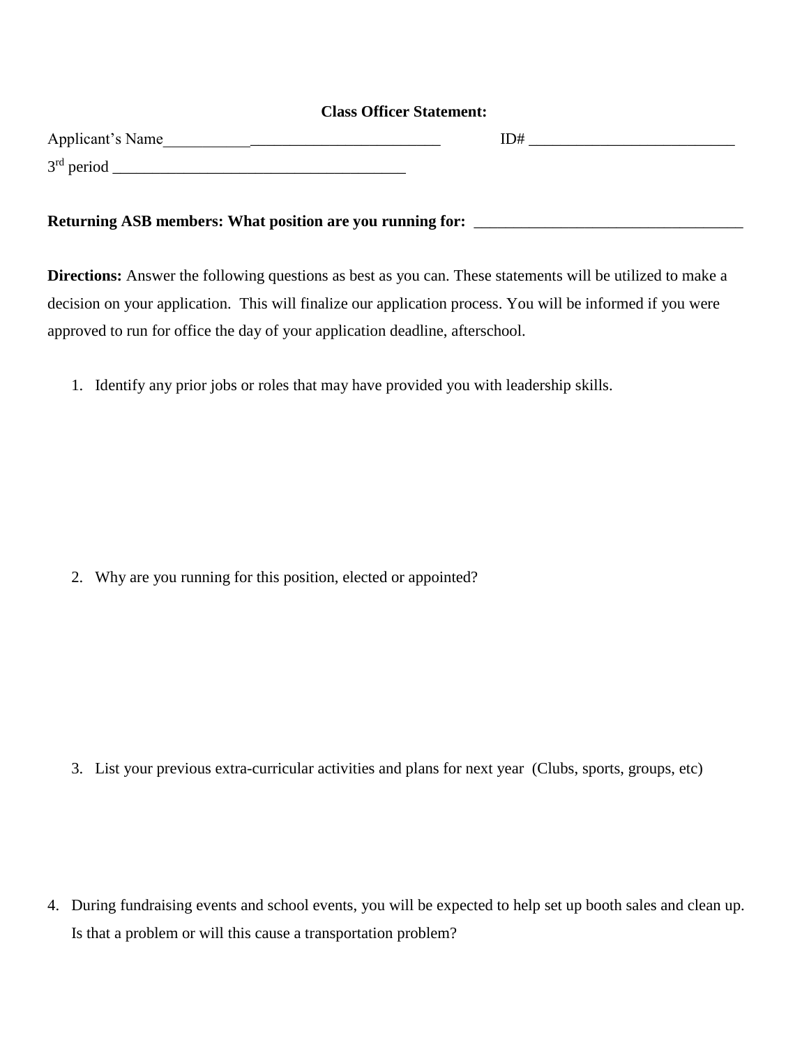**Class Officer Statement:**

Applicant's Name___________________________________ ID# __________________________

3rd period _____________________________________

**Returning ASB members: What position are you running for:** __________________________________

**Directions:** Answer the following questions as best as you can. These statements will be utilized to make a decision on your application. This will finalize our application process. You will be informed if you were approved to run for office the day of your application deadline, afterschool.

1. Identify any prior jobs or roles that may have provided you with leadership skills.

2. Why are you running for this position, elected or appointed?

3. List your previous extra-curricular activities and plans for next year (Clubs, sports, groups, etc)

4. During fundraising events and school events, you will be expected to help set up booth sales and clean up. Is that a problem or will this cause a transportation problem?